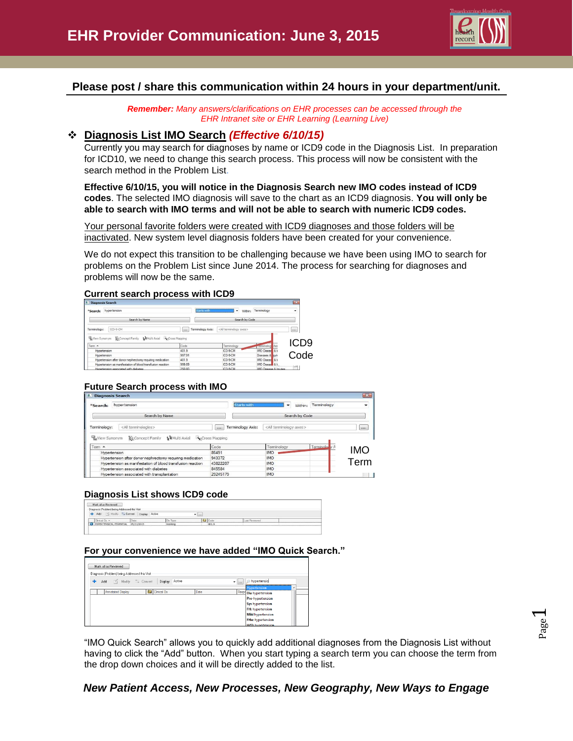# EHR Provider Communication: June 3, 2015

**Please post / share this communication within 24 hours in your department/unit.**

***Remember:*** *Many answers/clarifications on EHR processes can be accessed through the EHR Intranet site or EHR Learning (Learning Live)*

## ❖ Diagnosis List IMO Search *(Effective 6/10/15)*

Currently you may search for diagnoses by name or ICD9 code in the Diagnosis List. In preparation for ICD10, we need to change this search process. This process will now be consistent with the search method in the Problem List.

**Effective 6/10/15, you will notice in the Diagnosis Search new IMO codes instead of ICD9 codes**. The selected IMO diagnosis will save to the chart as an ICD9 diagnosis. **You will only be able to search with IMO terms and will not be able to search with numeric ICD9 codes.**

Your personal favorite folders were created with ICD9 diagnoses and those folders will be inactivated. New system level diagnosis folders have been created for your convenience.

We do not expect this transition to be challenging because we have been using IMO to search for problems on the Problem List since June 2014. The process for searching for diagnoses and problems will now be the same.

**Current search process with ICD9**

ICD9 Code

**Future Search process with IMO**

IMO Term

**Diagnosis List shows ICD9 code**

**For your convenience we have added “IMO Quick Search.”**

“IMO Quick Search” allows you to quickly add additional diagnoses from the Diagnosis List without having to click the “Add” button. When you start typing a search term you can choose the term from the drop down choices and it will be directly added to the list.

***New Patient Access, New Processes, New Geography, New Ways to Engage***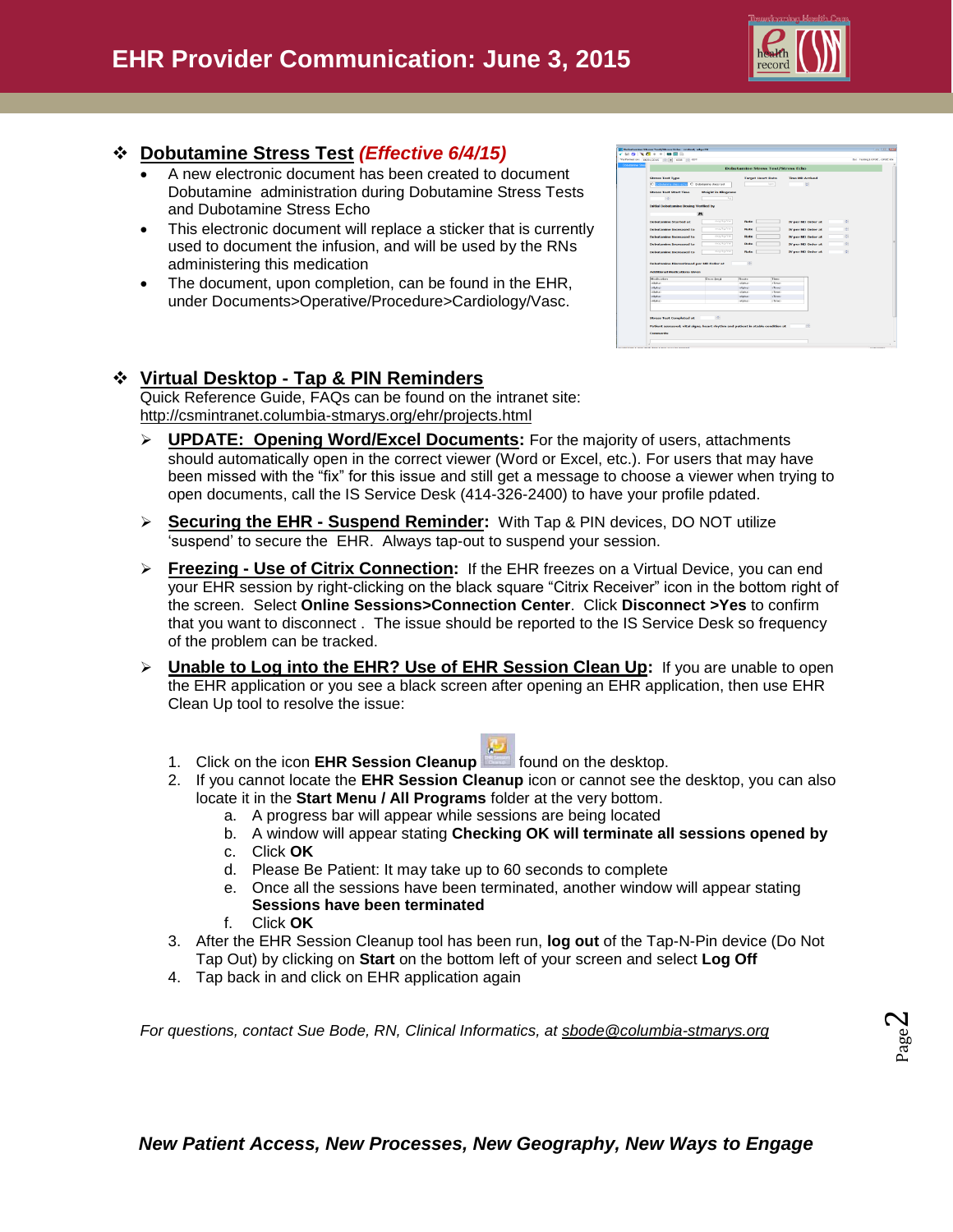// EHR Provider Communication: June 3, 2015

## ❖ Dobutamine Stress Test *(Effective 6/4/15)*

- A new electronic document has been created to document Dobutamine administration during Dobutamine Stress Tests and Dubotamine Stress Echo
- This electronic document will replace a sticker that is currently used to document the infusion, and will be used by the RNs administering this medication
- The document, upon completion, can be found in the EHR, under Documents>Operative/Procedure>Cardiology/Vasc.

## ❖ Virtual Desktop - Tap & PIN Reminders

Quick Reference Guide, FAQs can be found on the intranet site: http://csmintranet.columbia-stmarys.org/ehr/projects.html

➢ **UPDATE: Opening Word/Excel Documents:** For the majority of users, attachments should automatically open in the correct viewer (Word or Excel, etc.). For users that may have been missed with the "fix" for this issue and still get a message to choose a viewer when trying to open documents, call the IS Service Desk (414-326-2400) to have your profile pdated.

➢ **Securing the EHR - Suspend Reminder:** With Tap & PIN devices, DO NOT utilize 'suspend' to secure the EHR. Always tap-out to suspend your session.

➢ **Freezing - Use of Citrix Connection:** If the EHR freezes on a Virtual Device, you can end your EHR session by right-clicking on the black square "Citrix Receiver" icon in the bottom right of the screen. Select **Online Sessions>Connection Center**. Click **Disconnect >Yes** to confirm that you want to disconnect . The issue should be reported to the IS Service Desk so frequency of the problem can be tracked.

➢ **Unable to Log into the EHR? Use of EHR Session Clean Up:** If you are unable to open the EHR application or you see a black screen after opening an EHR application, then use EHR Clean Up tool to resolve the issue:

1. Click on the icon **EHR Session Cleanup** found on the desktop.
2. If you cannot locate the **EHR Session Cleanup** icon or cannot see the desktop, you can also locate it in the **Start Menu / All Programs** folder at the very bottom.
   a. A progress bar will appear while sessions are being located
   b. A window will appear stating **Checking OK will terminate all sessions opened by**
   c. Click **OK**
   d. Please Be Patient: It may take up to 60 seconds to complete
   e. Once all the sessions have been terminated, another window will appear stating **Sessions have been terminated**
   f. Click **OK**
3. After the EHR Session Cleanup tool has been run, **log out** of the Tap-N-Pin device (Do Not Tap Out) by clicking on **Start** on the bottom left of your screen and select **Log Off**
4. Tap back in and click on EHR application again

*For questions, contact Sue Bode, RN, Clinical Informatics, at sbode@columbia-stmarys.org*

***New Patient Access, New Processes, New Geography, New Ways to Engage***